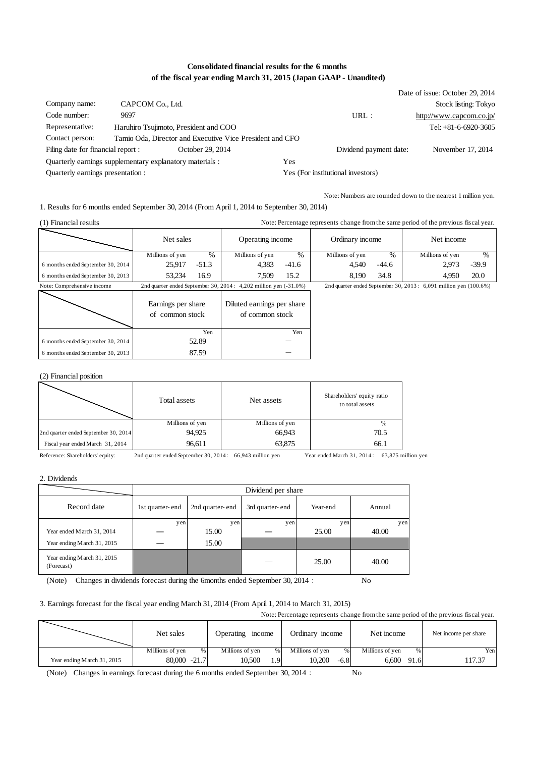# Consolidated financial results for the 6 months of the fiscal year ending March 31, 2015 (Japan GAAP - Unaudited)

Date of issue: October 29, 2014

| | | | |
|---|---|---|---|
| Company name: | CAPCOM Co., Ltd. | | Stock listing: Tokyo |
| Code number: | 9697 | URL : | http://www.capcom.co.jp/ |
| Representative: | Haruhiro Tsujimoto, President and COO | | Tel: +81-6-6920-3605 |
| Contact person: | Tamio Oda, Director and Executive Vice President and CFO | | |
| Filing date for financial report : | October 29, 2014 | Dividend payment date: | November 17, 2014 |
| Quarterly earnings supplementary explanatory materials : | Yes | | |
| Quarterly earnings presentation : | Yes (For institutional investors) | | |

Note: Numbers are rounded down to the nearest 1 million yen.

1. Results for 6 months ended September 30, 2014 (From April 1, 2014 to September 30, 2014)

(1) Financial results

Note: Percentage represents change from the same period of the previous fiscal year.

| | Net sales | | Operating income | | Ordinary income | | Net income | |
|---|---|---|---|---|---|---|---|---|
| | Millions of yen | % | Millions of yen | % | Millions of yen | % | Millions of yen | % |
| 6 months ended September 30, 2014 | 25,917 | -51.3 | 4,383 | -41.6 | 4,540 | -44.6 | 2,973 | -39.9 |
| 6 months ended September 30, 2013 | 53,234 | 16.9 | 7,509 | 15.2 | 8,190 | 34.8 | 4,950 | 20.0 |

Note: Comprehensive income 2nd quarter ended September 30, 2014 : 4,202 million yen (-31.0%) 2nd quarter ended September 30, 2013 : 6,091 million yen (100.6%)

| | Earnings per share of common stock | Diluted earnings per share of common stock |
|---|---|---|
| | Yen | Yen |
| 6 months ended September 30, 2014 | 52.89 | — |
| 6 months ended September 30, 2013 | 87.59 | — |

(2) Financial position

| | Total assets | Net assets | Shareholders' equity ratio to total assets |
|---|---|---|---|
| | Millions of yen | Millions of yen | % |
| 2nd quarter ended September 30, 2014 | 94,925 | 66,943 | 70.5 |
| Fiscal year ended March 31, 2014 | 96,611 | 63,875 | 66.1 |

Reference: Shareholders' equity: 2nd quarter ended September 30, 2014 : 66,943 million yen Year ended March 31, 2014 : 63,875 million yen

2. Dividends

| Record date | Dividend per share | | | | |
|---|---|---|---|---|---|
| | 1st quarter-end | 2nd quarter-end | 3rd quarter-end | Year-end | Annual |
| | yen | yen | yen | yen | yen |
| Year ended March 31, 2014 | — | 15.00 | — | 25.00 | 40.00 |
| Year ending March 31, 2015 | — | 15.00 | | | |
| Year ending March 31, 2015 (Forecast) | | | — | 25.00 | 40.00 |

(Note) Changes in dividends forecast during the 6months ended September 30, 2014 : No

3. Earnings forecast for the fiscal year ending March 31, 2014 (From April 1, 2014 to March 31, 2015)

Note: Percentage represents change from the same period of the previous fiscal year.

| | Net sales | | Operating income | | Ordinary income | | Net income | | Net income per share |
|---|---|---|---|---|---|---|---|---|---|
| | Millions of yen | % | Millions of yen | % | Millions of yen | % | Millions of yen | % | Yen |
| Year ending March 31, 2015 | 80,000 | -21.7 | 10,500 | 1.9 | 10,200 | -6.8 | 6,600 | 91.6 | 117.37 |

(Note) Changes in earnings forecast during the 6 months ended September 30, 2014 : No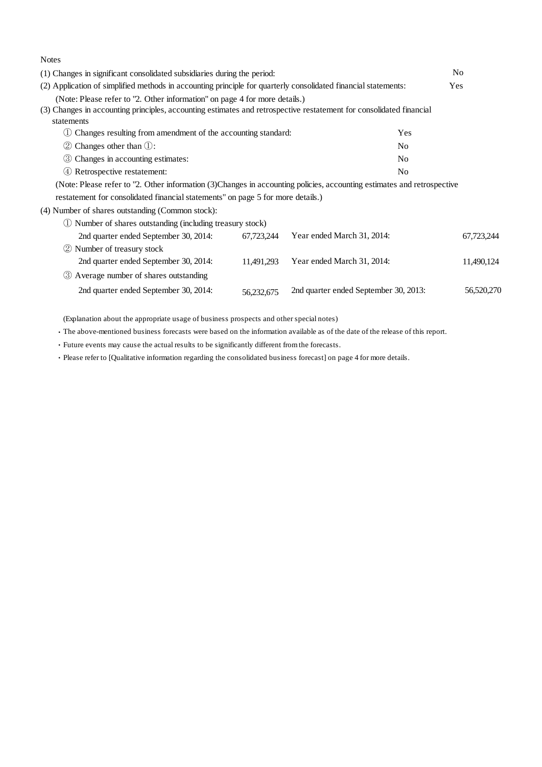Notes

(1) Changes in significant consolidated subsidiaries during the period: No

(2) Application of simplified methods in accounting principle for quarterly consolidated financial statements: Yes

(Note: Please refer to "2. Other information" on page 4 for more details.)

(3) Changes in accounting principles, accounting estimates and retrospective restatement for consolidated financial statements

① Changes resulting from amendment of the accounting standard: Yes

② Changes other than ①: No

③ Changes in accounting estimates: No

④ Retrospective restatement: No

(Note: Please refer to "2. Other information (3)Changes in accounting policies, accounting estimates and retrospective restatement for consolidated financial statements" on page 5 for more details.)

(4) Number of shares outstanding (Common stock):

① Number of shares outstanding (including treasury stock)

| | | | |
|---|---|---|---|
| 2nd quarter ended September 30, 2014: | 67,723,244 | Year ended March 31, 2014: | 67,723,244 |

② Number of treasury stock

| | | | |
|---|---|---|---|
| 2nd quarter ended September 30, 2014: | 11,491,293 | Year ended March 31, 2014: | 11,490,124 |

③ Average number of shares outstanding

| | | | |
|---|---|---|---|
| 2nd quarter ended September 30, 2014: | 56,232,675 | 2nd quarter ended September 30, 2013: | 56,520,270 |

(Explanation about the appropriate usage of business prospects and other special notes)

- The above-mentioned business forecasts were based on the information available as of the date of the release of this report.
- Future events may cause the actual results to be significantly different from the forecasts.
- Please refer to [Qualitative information regarding the consolidated business forecast] on page 4 for more details.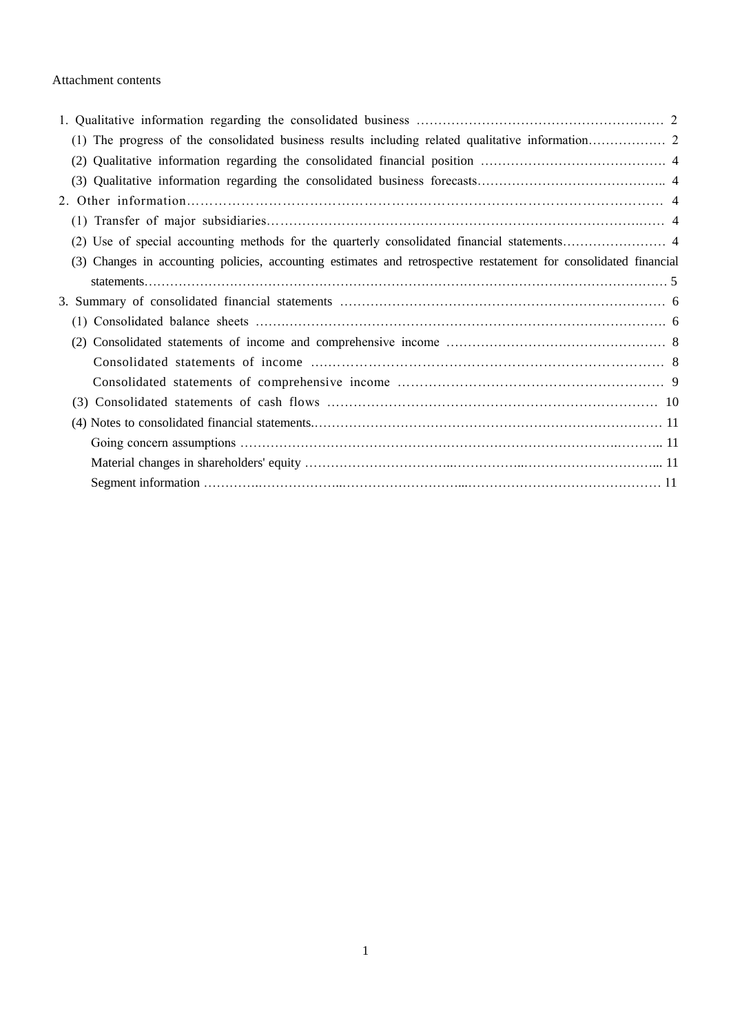Attachment contents

1. Qualitative information regarding the consolidated business …… 2
   - (1) The progress of the consolidated business results including related qualitative information…… 2
   - (2) Qualitative information regarding the consolidated financial position …… 4
   - (3) Qualitative information regarding the consolidated business forecasts…… 4
2. Other information…… 4
   - (1) Transfer of major subsidiaries…… 4
   - (2) Use of special accounting methods for the quarterly consolidated financial statements…… 4
   - (3) Changes in accounting policies, accounting estimates and retrospective restatement for consolidated financial statements…… 5
3. Summary of consolidated financial statements …… 6
   - (1) Consolidated balance sheets …… 6
   - (2) Consolidated statements of income and comprehensive income …… 8
     - Consolidated statements of income …… 8
     - Consolidated statements of comprehensive income …… 9
   - (3) Consolidated statements of cash flows …… 10
   - (4) Notes to consolidated financial statements…… 11
     - Going concern assumptions …… 11
     - Material changes in shareholders' equity …… 11
     - Segment information …… 11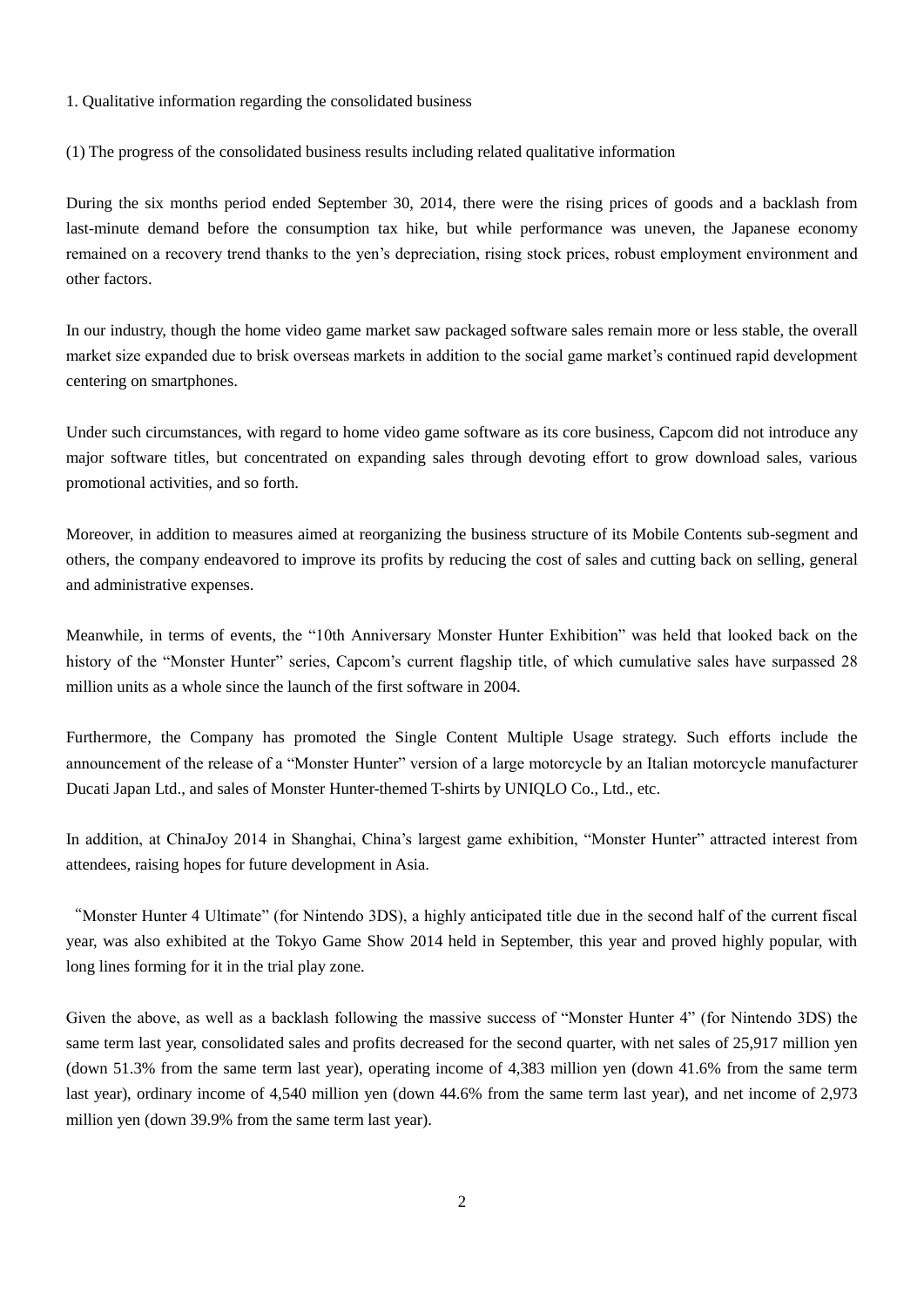## 1. Qualitative information regarding the consolidated business

### (1) The progress of the consolidated business results including related qualitative information

During the six months period ended September 30, 2014, there were the rising prices of goods and a backlash from last-minute demand before the consumption tax hike, but while performance was uneven, the Japanese economy remained on a recovery trend thanks to the yen's depreciation, rising stock prices, robust employment environment and other factors.

In our industry, though the home video game market saw packaged software sales remain more or less stable, the overall market size expanded due to brisk overseas markets in addition to the social game market's continued rapid development centering on smartphones.

Under such circumstances, with regard to home video game software as its core business, Capcom did not introduce any major software titles, but concentrated on expanding sales through devoting effort to grow download sales, various promotional activities, and so forth.

Moreover, in addition to measures aimed at reorganizing the business structure of its Mobile Contents sub-segment and others, the company endeavored to improve its profits by reducing the cost of sales and cutting back on selling, general and administrative expenses.

Meanwhile, in terms of events, the "10th Anniversary Monster Hunter Exhibition" was held that looked back on the history of the "Monster Hunter" series, Capcom's current flagship title, of which cumulative sales have surpassed 28 million units as a whole since the launch of the first software in 2004.

Furthermore, the Company has promoted the Single Content Multiple Usage strategy. Such efforts include the announcement of the release of a "Monster Hunter" version of a large motorcycle by an Italian motorcycle manufacturer Ducati Japan Ltd., and sales of Monster Hunter-themed T-shirts by UNIQLO Co., Ltd., etc.

In addition, at ChinaJoy 2014 in Shanghai, China's largest game exhibition, "Monster Hunter" attracted interest from attendees, raising hopes for future development in Asia.

"Monster Hunter 4 Ultimate" (for Nintendo 3DS), a highly anticipated title due in the second half of the current fiscal year, was also exhibited at the Tokyo Game Show 2014 held in September, this year and proved highly popular, with long lines forming for it in the trial play zone.

Given the above, as well as a backlash following the massive success of "Monster Hunter 4" (for Nintendo 3DS) the same term last year, consolidated sales and profits decreased for the second quarter, with net sales of 25,917 million yen (down 51.3% from the same term last year), operating income of 4,383 million yen (down 41.6% from the same term last year), ordinary income of 4,540 million yen (down 44.6% from the same term last year), and net income of 2,973 million yen (down 39.9% from the same term last year).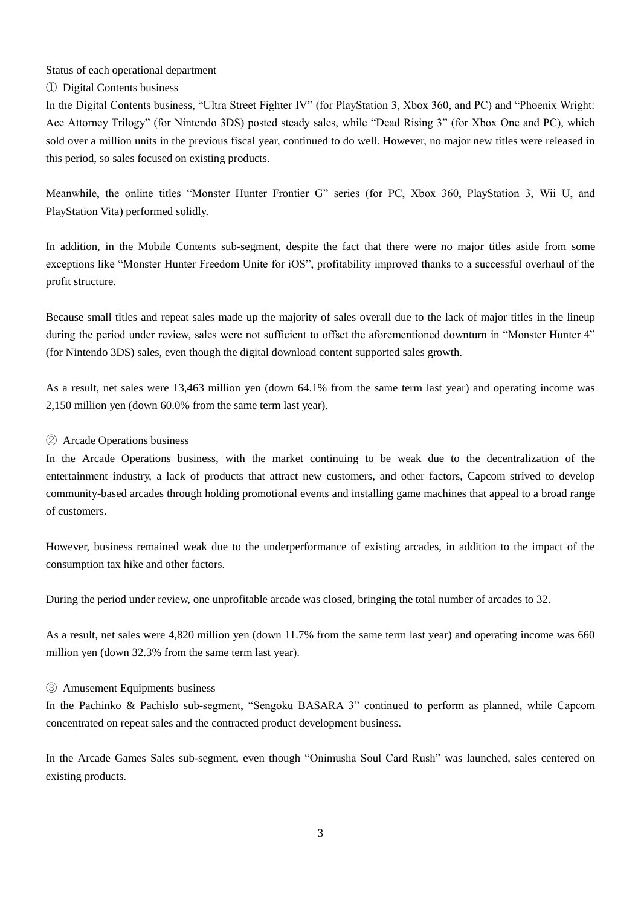Status of each operational department

① Digital Contents business

In the Digital Contents business, “Ultra Street Fighter IV” (for PlayStation 3, Xbox 360, and PC) and “Phoenix Wright: Ace Attorney Trilogy” (for Nintendo 3DS) posted steady sales, while “Dead Rising 3” (for Xbox One and PC), which sold over a million units in the previous fiscal year, continued to do well. However, no major new titles were released in this period, so sales focused on existing products.

Meanwhile, the online titles “Monster Hunter Frontier G” series (for PC, Xbox 360, PlayStation 3, Wii U, and PlayStation Vita) performed solidly.

In addition, in the Mobile Contents sub-segment, despite the fact that there were no major titles aside from some exceptions like “Monster Hunter Freedom Unite for iOS”, profitability improved thanks to a successful overhaul of the profit structure.

Because small titles and repeat sales made up the majority of sales overall due to the lack of major titles in the lineup during the period under review, sales were not sufficient to offset the aforementioned downturn in “Monster Hunter 4” (for Nintendo 3DS) sales, even though the digital download content supported sales growth.

As a result, net sales were 13,463 million yen (down 64.1% from the same term last year) and operating income was 2,150 million yen (down 60.0% from the same term last year).

② Arcade Operations business

In the Arcade Operations business, with the market continuing to be weak due to the decentralization of the entertainment industry, a lack of products that attract new customers, and other factors, Capcom strived to develop community-based arcades through holding promotional events and installing game machines that appeal to a broad range of customers.

However, business remained weak due to the underperformance of existing arcades, in addition to the impact of the consumption tax hike and other factors.

During the period under review, one unprofitable arcade was closed, bringing the total number of arcades to 32.

As a result, net sales were 4,820 million yen (down 11.7% from the same term last year) and operating income was 660 million yen (down 32.3% from the same term last year).

③ Amusement Equipments business

In the Pachinko & Pachislo sub-segment, “Sengoku BASARA 3” continued to perform as planned, while Capcom concentrated on repeat sales and the contracted product development business.

In the Arcade Games Sales sub-segment, even though “Onimusha Soul Card Rush” was launched, sales centered on existing products.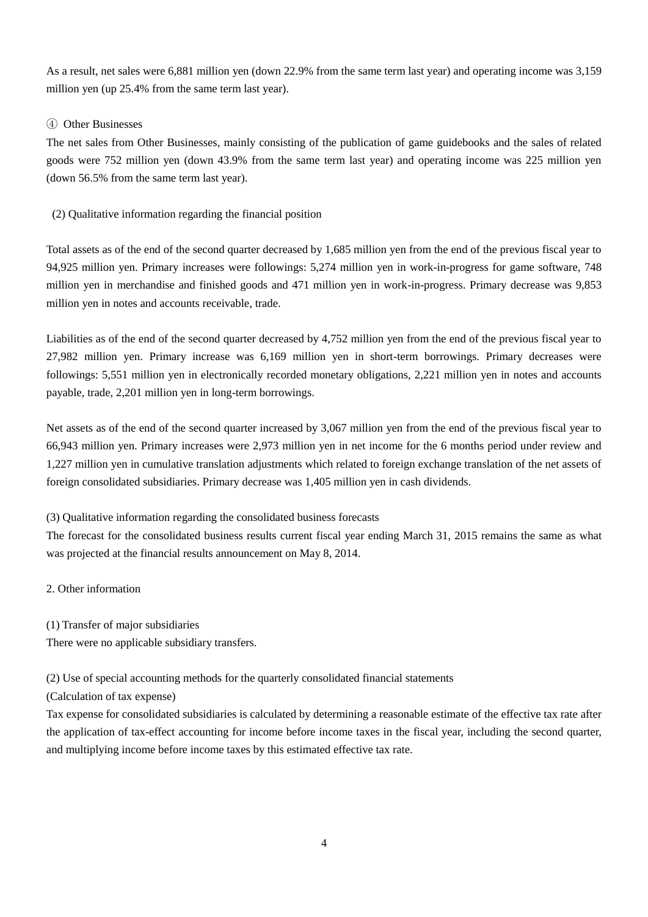As a result, net sales were 6,881 million yen (down 22.9% from the same term last year) and operating income was 3,159 million yen (up 25.4% from the same term last year).

④ Other Businesses

The net sales from Other Businesses, mainly consisting of the publication of game guidebooks and the sales of related goods were 752 million yen (down 43.9% from the same term last year) and operating income was 225 million yen (down 56.5% from the same term last year).

(2) Qualitative information regarding the financial position

Total assets as of the end of the second quarter decreased by 1,685 million yen from the end of the previous fiscal year to 94,925 million yen. Primary increases were followings: 5,274 million yen in work-in-progress for game software, 748 million yen in merchandise and finished goods and 471 million yen in work-in-progress. Primary decrease was 9,853 million yen in notes and accounts receivable, trade.

Liabilities as of the end of the second quarter decreased by 4,752 million yen from the end of the previous fiscal year to 27,982 million yen. Primary increase was 6,169 million yen in short-term borrowings. Primary decreases were followings: 5,551 million yen in electronically recorded monetary obligations, 2,221 million yen in notes and accounts payable, trade, 2,201 million yen in long-term borrowings.

Net assets as of the end of the second quarter increased by 3,067 million yen from the end of the previous fiscal year to 66,943 million yen. Primary increases were 2,973 million yen in net income for the 6 months period under review and 1,227 million yen in cumulative translation adjustments which related to foreign exchange translation of the net assets of foreign consolidated subsidiaries. Primary decrease was 1,405 million yen in cash dividends.

(3) Qualitative information regarding the consolidated business forecasts

The forecast for the consolidated business results current fiscal year ending March 31, 2015 remains the same as what was projected at the financial results announcement on May 8, 2014.

## 2. Other information

(1) Transfer of major subsidiaries

There were no applicable subsidiary transfers.

(2) Use of special accounting methods for the quarterly consolidated financial statements

(Calculation of tax expense)

Tax expense for consolidated subsidiaries is calculated by determining a reasonable estimate of the effective tax rate after the application of tax-effect accounting for income before income taxes in the fiscal year, including the second quarter, and multiplying income before income taxes by this estimated effective tax rate.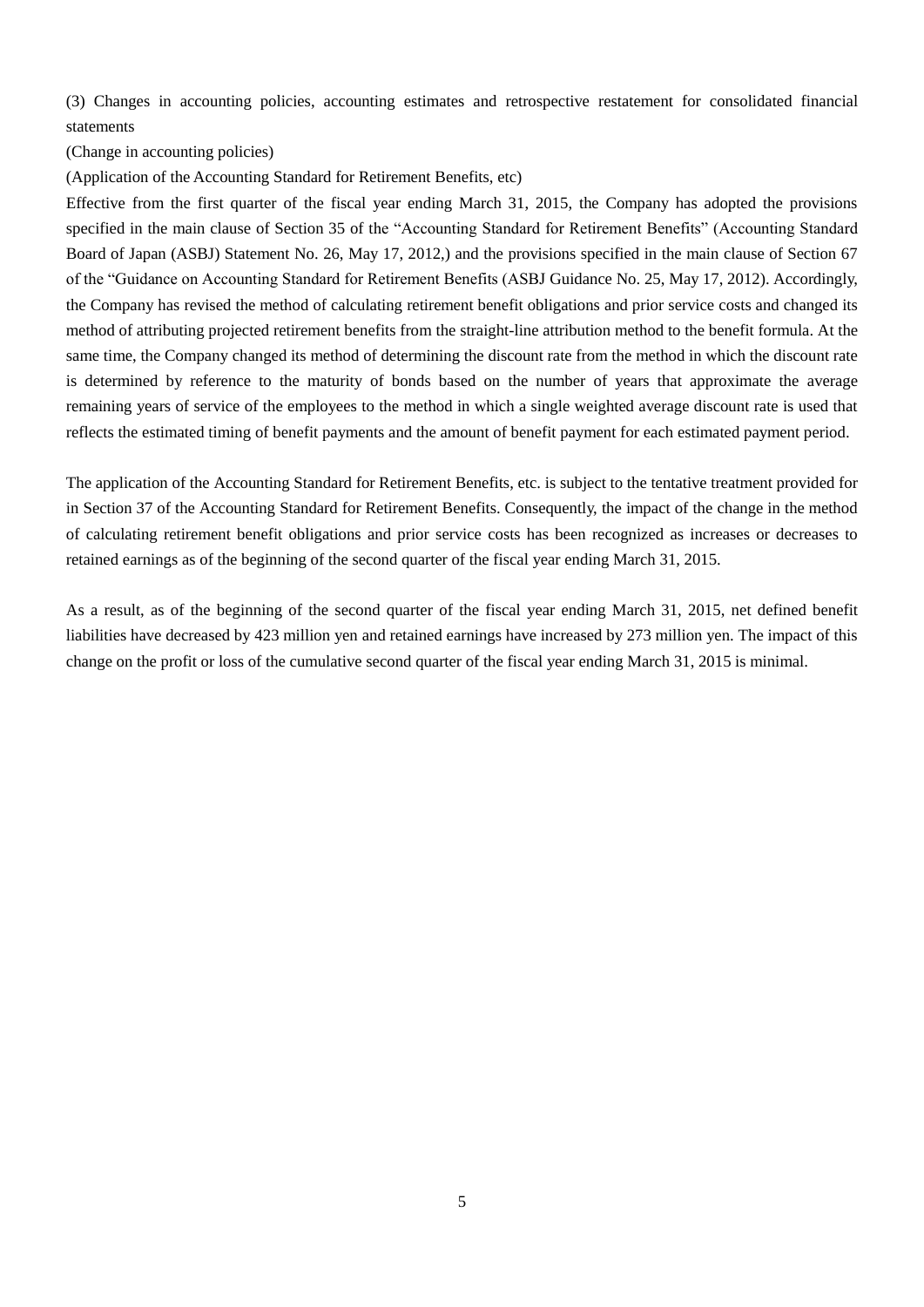(3) Changes in accounting policies, accounting estimates and retrospective restatement for consolidated financial statements

(Change in accounting policies)

(Application of the Accounting Standard for Retirement Benefits, etc)

Effective from the first quarter of the fiscal year ending March 31, 2015, the Company has adopted the provisions specified in the main clause of Section 35 of the "Accounting Standard for Retirement Benefits" (Accounting Standard Board of Japan (ASBJ) Statement No. 26, May 17, 2012,) and the provisions specified in the main clause of Section 67 of the "Guidance on Accounting Standard for Retirement Benefits (ASBJ Guidance No. 25, May 17, 2012). Accordingly, the Company has revised the method of calculating retirement benefit obligations and prior service costs and changed its method of attributing projected retirement benefits from the straight-line attribution method to the benefit formula. At the same time, the Company changed its method of determining the discount rate from the method in which the discount rate is determined by reference to the maturity of bonds based on the number of years that approximate the average remaining years of service of the employees to the method in which a single weighted average discount rate is used that reflects the estimated timing of benefit payments and the amount of benefit payment for each estimated payment period.

The application of the Accounting Standard for Retirement Benefits, etc. is subject to the tentative treatment provided for in Section 37 of the Accounting Standard for Retirement Benefits. Consequently, the impact of the change in the method of calculating retirement benefit obligations and prior service costs has been recognized as increases or decreases to retained earnings as of the beginning of the second quarter of the fiscal year ending March 31, 2015.

As a result, as of the beginning of the second quarter of the fiscal year ending March 31, 2015, net defined benefit liabilities have decreased by 423 million yen and retained earnings have increased by 273 million yen. The impact of this change on the profit or loss of the cumulative second quarter of the fiscal year ending March 31, 2015 is minimal.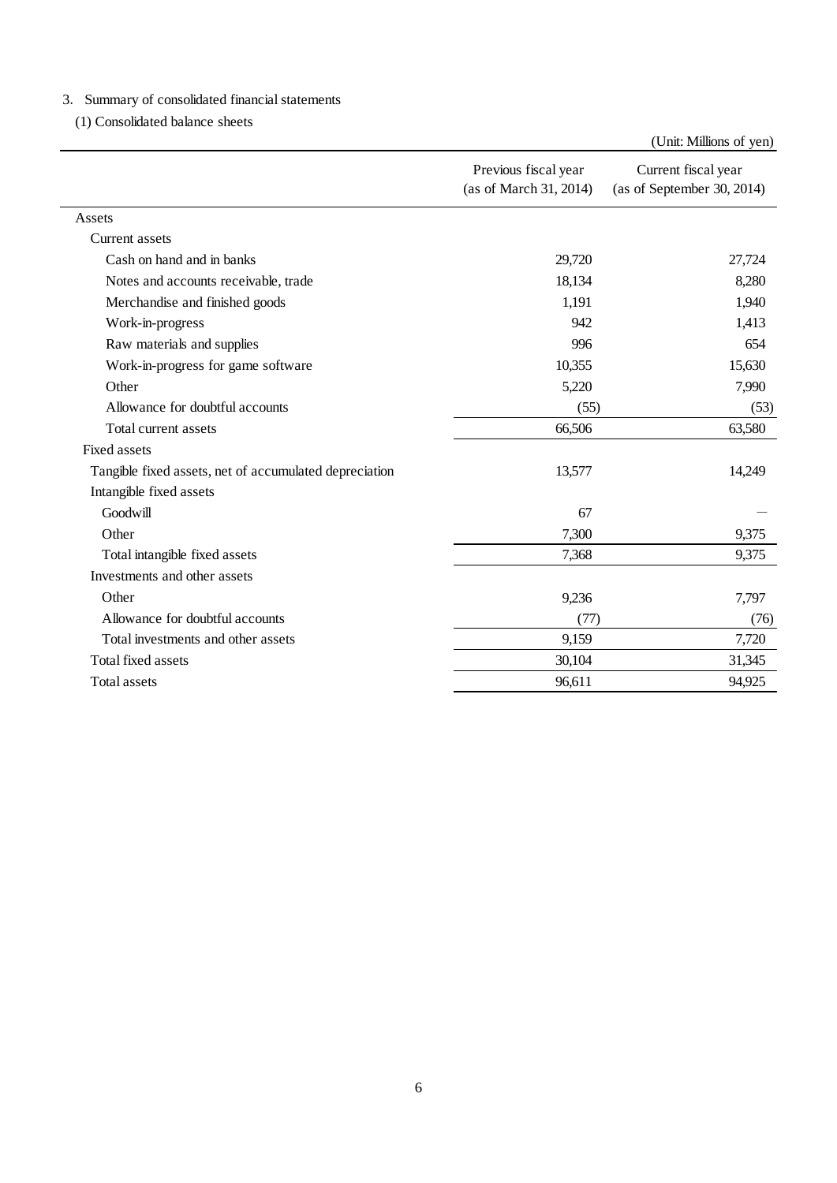3. Summary of consolidated financial statements

(1) Consolidated balance sheets

(Unit: Millions of yen)

| | Previous fiscal year (as of March 31, 2014) | Current fiscal year (as of September 30, 2014) |
|---|---|---|
| Assets | | |
| Current assets | | |
| Cash on hand and in banks | 29,720 | 27,724 |
| Notes and accounts receivable, trade | 18,134 | 8,280 |
| Merchandise and finished goods | 1,191 | 1,940 |
| Work-in-progress | 942 | 1,413 |
| Raw materials and supplies | 996 | 654 |
| Work-in-progress for game software | 10,355 | 15,630 |
| Other | 5,220 | 7,990 |
| Allowance for doubtful accounts | (55) | (53) |
| Total current assets | 66,506 | 63,580 |
| Fixed assets | | |
| Tangible fixed assets, net of accumulated depreciation | 13,577 | 14,249 |
| Intangible fixed assets | | |
| Goodwill | 67 | — |
| Other | 7,300 | 9,375 |
| Total intangible fixed assets | 7,368 | 9,375 |
| Investments and other assets | | |
| Other | 9,236 | 7,797 |
| Allowance for doubtful accounts | (77) | (76) |
| Total investments and other assets | 9,159 | 7,720 |
| Total fixed assets | 30,104 | 31,345 |
| Total assets | 96,611 | 94,925 |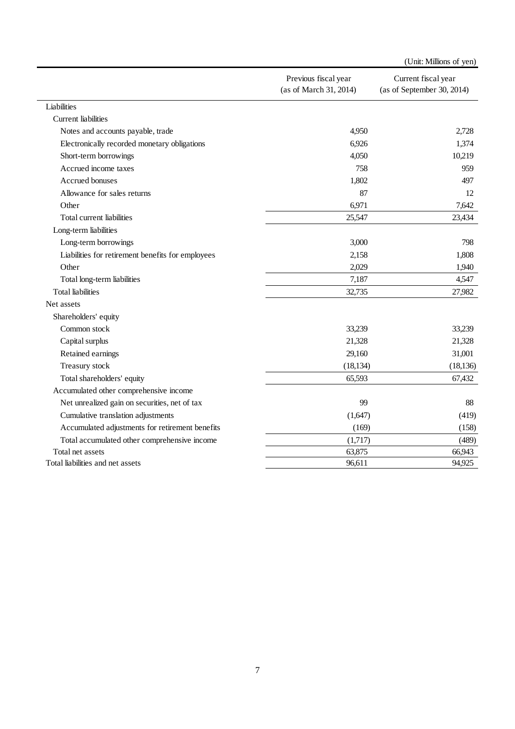(Unit: Millions of yen)

| | Previous fiscal year (as of March 31, 2014) | Current fiscal year (as of September 30, 2014) |
|---|---|---|
| Liabilities | | |
| Current liabilities | | |
| Notes and accounts payable, trade | 4,950 | 2,728 |
| Electronically recorded monetary obligations | 6,926 | 1,374 |
| Short-term borrowings | 4,050 | 10,219 |
| Accrued income taxes | 758 | 959 |
| Accrued bonuses | 1,802 | 497 |
| Allowance for sales returns | 87 | 12 |
| Other | 6,971 | 7,642 |
| Total current liabilities | 25,547 | 23,434 |
| Long-term liabilities | | |
| Long-term borrowings | 3,000 | 798 |
| Liabilities for retirement benefits for employees | 2,158 | 1,808 |
| Other | 2,029 | 1,940 |
| Total long-term liabilities | 7,187 | 4,547 |
| Total liabilities | 32,735 | 27,982 |
| Net assets | | |
| Shareholders' equity | | |
| Common stock | 33,239 | 33,239 |
| Capital surplus | 21,328 | 21,328 |
| Retained earnings | 29,160 | 31,001 |
| Treasury stock | (18,134) | (18,136) |
| Total shareholders' equity | 65,593 | 67,432 |
| Accumulated other comprehensive income | | |
| Net unrealized gain on securities, net of tax | 99 | 88 |
| Cumulative translation adjustments | (1,647) | (419) |
| Accumulated adjustments for retirement benefits | (169) | (158) |
| Total accumulated other comprehensive income | (1,717) | (489) |
| Total net assets | 63,875 | 66,943 |
| Total liabilities and net assets | 96,611 | 94,925 |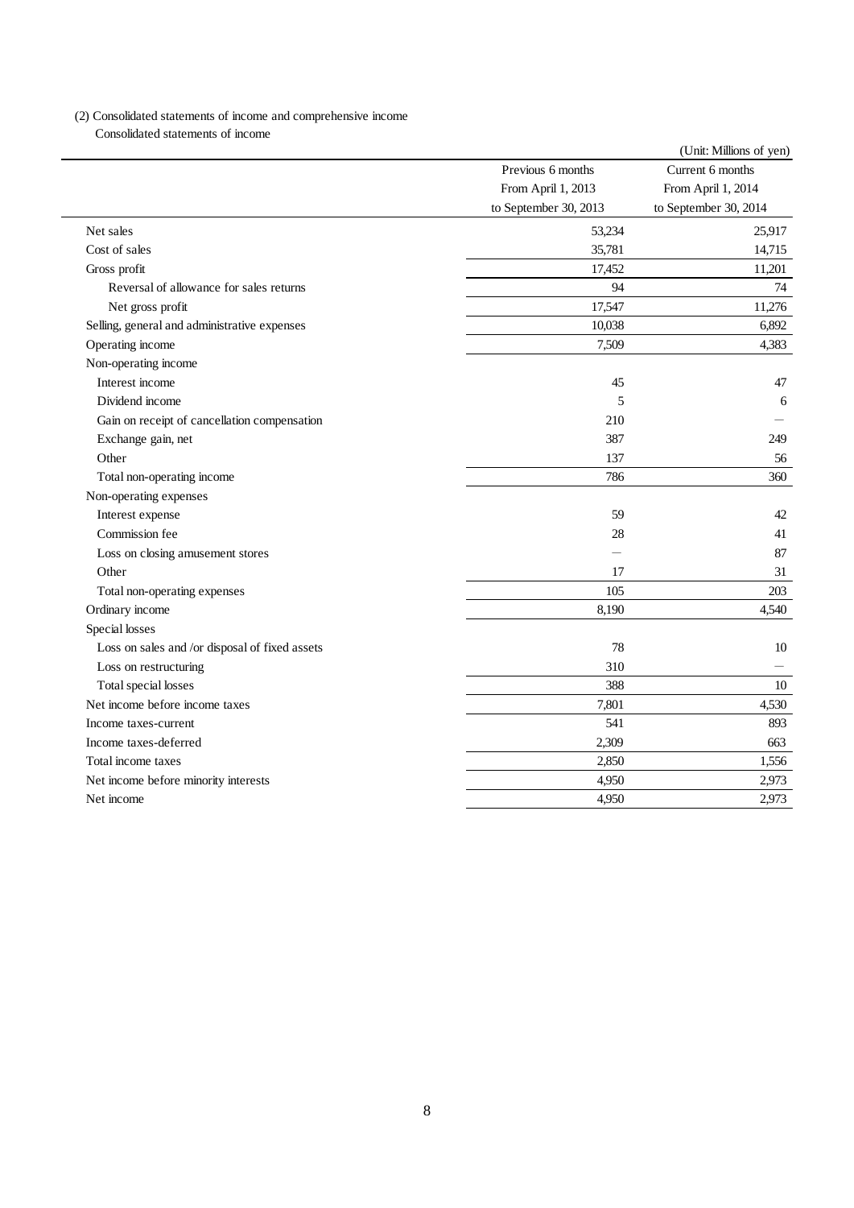(2) Consolidated statements of income and comprehensive income

Consolidated statements of income

(Unit: Millions of yen)

| | Previous 6 months From April 1, 2013 to September 30, 2013 | Current 6 months From April 1, 2014 to September 30, 2014 |
|---|---|---|
| Net sales | 53,234 | 25,917 |
| Cost of sales | 35,781 | 14,715 |
| Gross profit | 17,452 | 11,201 |
| Reversal of allowance for sales returns | 94 | 74 |
| Net gross profit | 17,547 | 11,276 |
| Selling, general and administrative expenses | 10,038 | 6,892 |
| Operating income | 7,509 | 4,383 |
| Non-operating income | | |
| Interest income | 45 | 47 |
| Dividend income | 5 | 6 |
| Gain on receipt of cancellation compensation | 210 | ― |
| Exchange gain, net | 387 | 249 |
| Other | 137 | 56 |
| Total non-operating income | 786 | 360 |
| Non-operating expenses | | |
| Interest expense | 59 | 42 |
| Commission fee | 28 | 41 |
| Loss on closing amusement stores | ― | 87 |
| Other | 17 | 31 |
| Total non-operating expenses | 105 | 203 |
| Ordinary income | 8,190 | 4,540 |
| Special losses | | |
| Loss on sales and /or disposal of fixed assets | 78 | 10 |
| Loss on restructuring | 310 | ― |
| Total special losses | 388 | 10 |
| Net income before income taxes | 7,801 | 4,530 |
| Income taxes-current | 541 | 893 |
| Income taxes-deferred | 2,309 | 663 |
| Total income taxes | 2,850 | 1,556 |
| Net income before minority interests | 4,950 | 2,973 |
| Net income | 4,950 | 2,973 |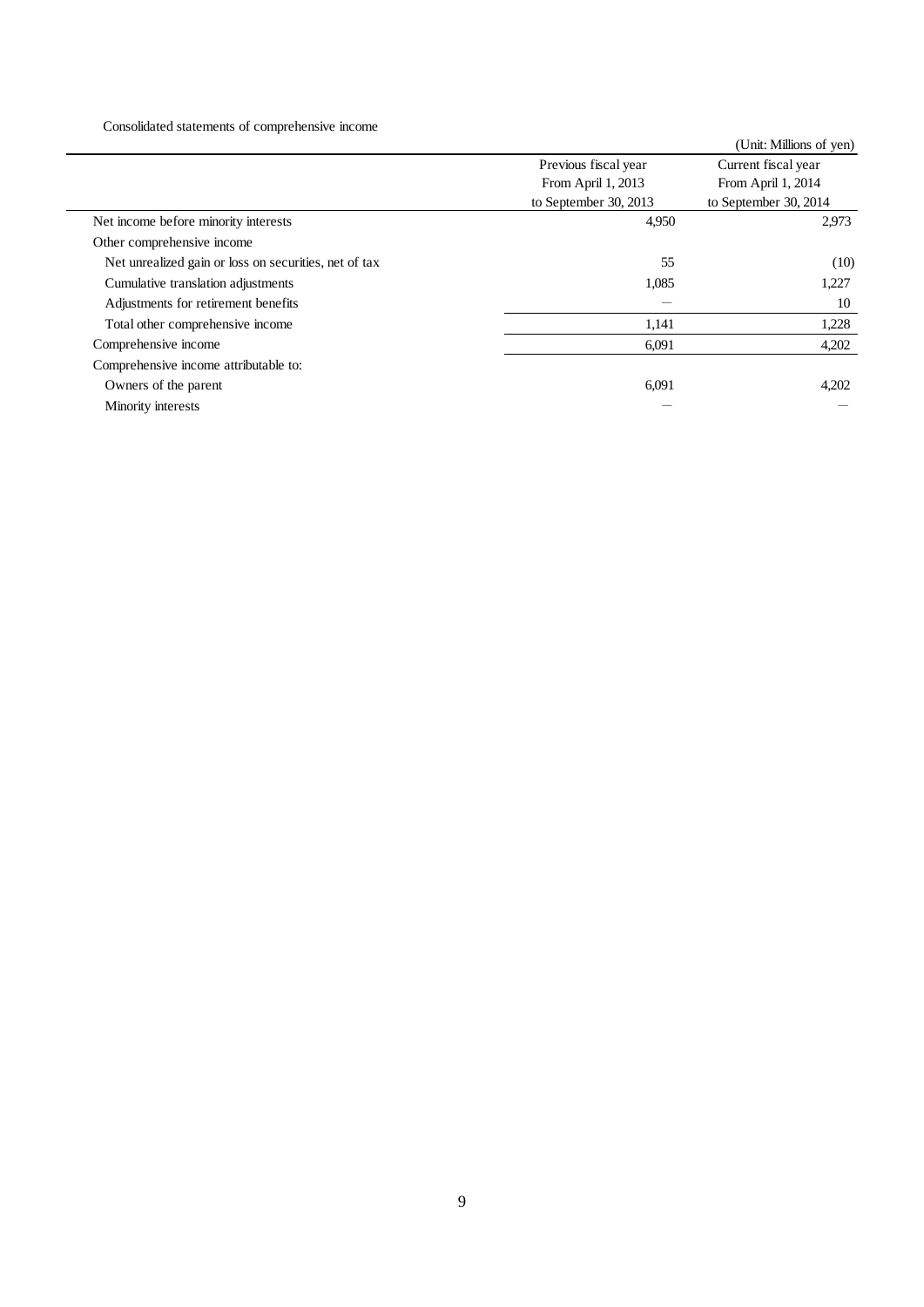Consolidated statements of comprehensive income

(Unit: Millions of yen)

| | Previous fiscal year<br>From April 1, 2013<br>to September 30, 2013 | Current fiscal year<br>From April 1, 2014<br>to September 30, 2014 |
|---|---|---|
| Net income before minority interests | 4,950 | 2,973 |
| Other comprehensive income | | |
| Net unrealized gain or loss on securities, net of tax | 55 | (10) |
| Cumulative translation adjustments | 1,085 | 1,227 |
| Adjustments for retirement benefits | ― | 10 |
| Total other comprehensive income | 1,141 | 1,228 |
| Comprehensive income | 6,091 | 4,202 |
| Comprehensive income attributable to: | | |
| Owners of the parent | 6,091 | 4,202 |
| Minority interests | ― | ― |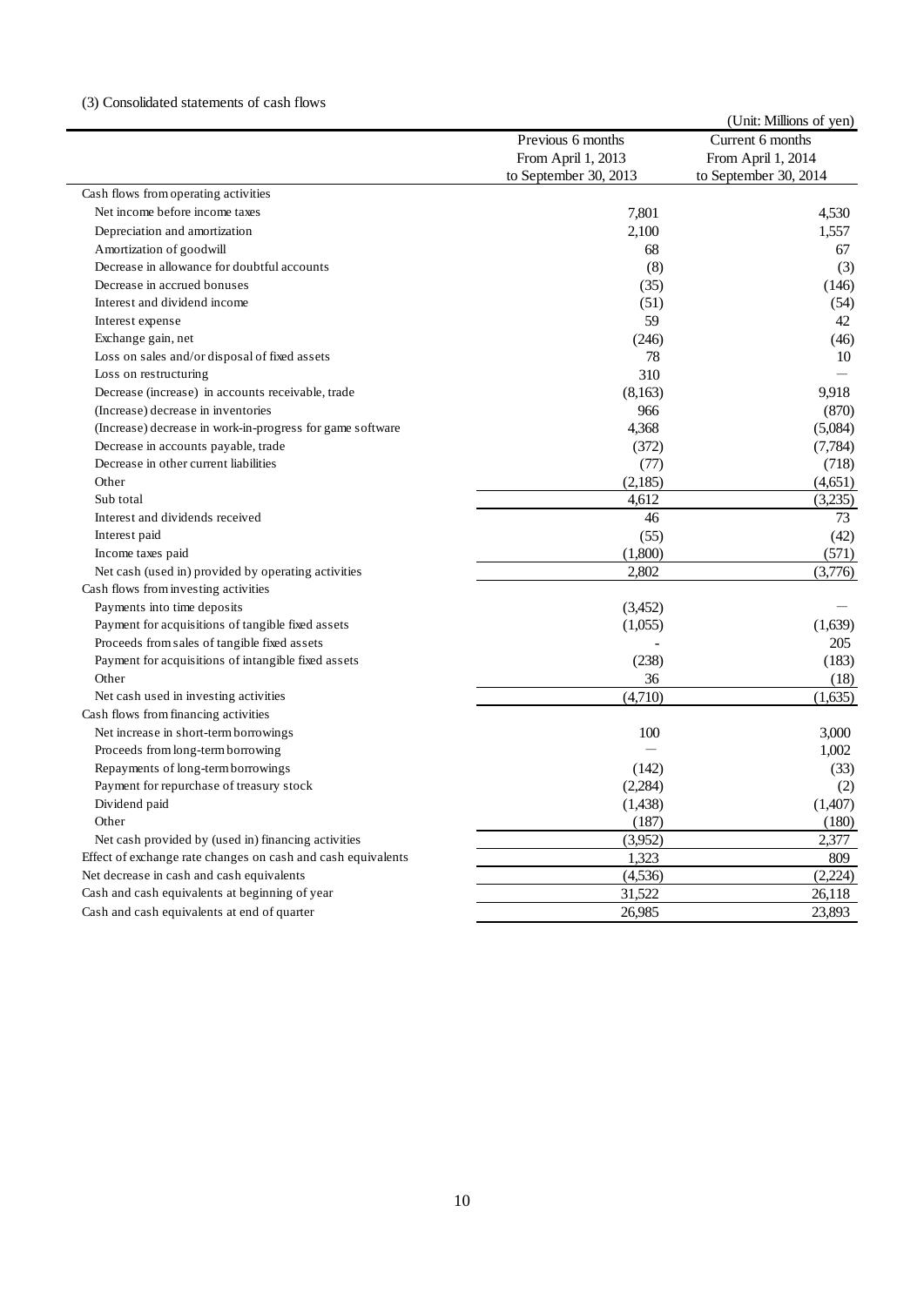### (3) Consolidated statements of cash flows

(Unit: Millions of yen)

| | Previous 6 months From April 1, 2013 to September 30, 2013 | Current 6 months From April 1, 2014 to September 30, 2014 |
|---|---|---|
| Cash flows from operating activities | | |
| Net income before income taxes | 7,801 | 4,530 |
| Depreciation and amortization | 2,100 | 1,557 |
| Amortization of goodwill | 68 | 67 |
| Decrease in allowance for doubtful accounts | (8) | (3) |
| Decrease in accrued bonuses | (35) | (146) |
| Interest and dividend income | (51) | (54) |
| Interest expense | 59 | 42 |
| Exchange gain, net | (246) | (46) |
| Loss on sales and/or disposal of fixed assets | 78 | 10 |
| Loss on restructuring | 310 | — |
| Decrease (increase) in accounts receivable, trade | (8,163) | 9,918 |
| (Increase) decrease in inventories | 966 | (870) |
| (Increase) decrease in work-in-progress for game software | 4,368 | (5,084) |
| Decrease in accounts payable, trade | (372) | (7,784) |
| Decrease in other current liabilities | (77) | (718) |
| Other | (2,185) | (4,651) |
| Sub total | 4,612 | (3,235) |
| Interest and dividends received | 46 | 73 |
| Interest paid | (55) | (42) |
| Income taxes paid | (1,800) | (571) |
| Net cash (used in) provided by operating activities | 2,802 | (3,776) |
| Cash flows from investing activities | | |
| Payments into time deposits | (3,452) | — |
| Payment for acquisitions of tangible fixed assets | (1,055) | (1,639) |
| Proceeds from sales of tangible fixed assets | - | 205 |
| Payment for acquisitions of intangible fixed assets | (238) | (183) |
| Other | 36 | (18) |
| Net cash used in investing activities | (4,710) | (1,635) |
| Cash flows from financing activities | | |
| Net increase in short-term borrowings | 100 | 3,000 |
| Proceeds from long-term borrowing | — | 1,002 |
| Repayments of long-term borrowings | (142) | (33) |
| Payment for repurchase of treasury stock | (2,284) | (2) |
| Dividend paid | (1,438) | (1,407) |
| Other | (187) | (180) |
| Net cash provided by (used in) financing activities | (3,952) | 2,377 |
| Effect of exchange rate changes on cash and cash equivalents | 1,323 | 809 |
| Net decrease in cash and cash equivalents | (4,536) | (2,224) |
| Cash and cash equivalents at beginning of year | 31,522 | 26,118 |
| Cash and cash equivalents at end of quarter | 26,985 | 23,893 |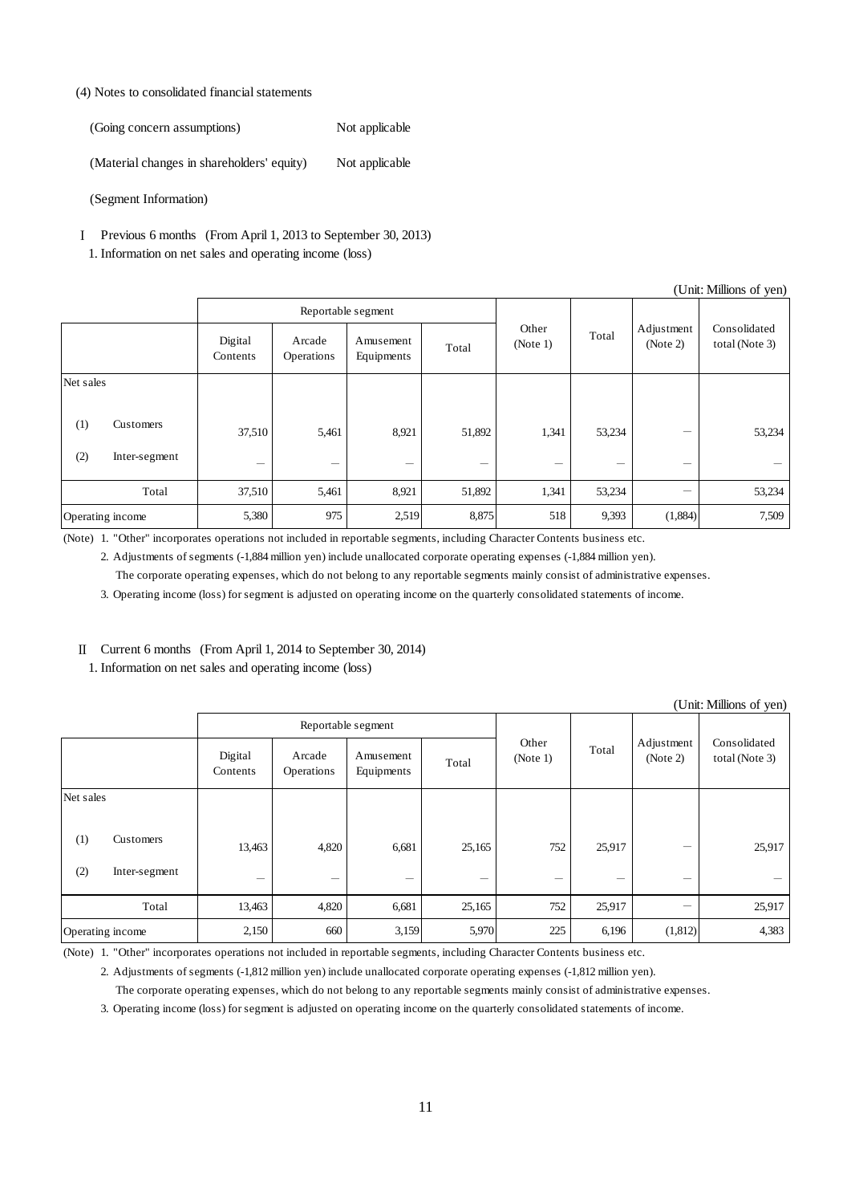(4) Notes to consolidated financial statements

(Going concern assumptions) Not applicable

(Material changes in shareholders' equity) Not applicable

(Segment Information)

Ⅰ Previous 6 months (From April 1, 2013 to September 30, 2013)

1. Information on net sales and operating income (loss)

(Unit: Millions of yen)

| | Reportable segment | | | | Other (Note 1) | Total | Adjustment (Note 2) | Consolidated total (Note 3) |
|---|---|---|---|---|---|---|---|---|
| | Digital Contents | Arcade Operations | Amusement Equipments | Total | | | | |
| Net sales | | | | | | | | |
| (1) Customers | 37,510 | 5,461 | 8,921 | 51,892 | 1,341 | 53,234 | － | 53,234 |
| (2) Inter-segment | － | － | － | － | － | － | － | － |
| Total | 37,510 | 5,461 | 8,921 | 51,892 | 1,341 | 53,234 | － | 53,234 |
| Operating income | 5,380 | 975 | 2,519 | 8,875 | 518 | 9,393 | (1,884) | 7,509 |

(Note) 1. "Other" incorporates operations not included in reportable segments, including Character Contents business etc.

2. Adjustments of segments (-1,884 million yen) include unallocated corporate operating expenses (-1,884 million yen).
The corporate operating expenses, which do not belong to any reportable segments mainly consist of administrative expenses.

3. Operating income (loss) for segment is adjusted on operating income on the quarterly consolidated statements of income.

Ⅱ Current 6 months (From April 1, 2014 to September 30, 2014)

1. Information on net sales and operating income (loss)

(Unit: Millions of yen)

| | Reportable segment | | | | Other (Note 1) | Total | Adjustment (Note 2) | Consolidated total (Note 3) |
|---|---|---|---|---|---|---|---|---|
| | Digital Contents | Arcade Operations | Amusement Equipments | Total | | | | |
| Net sales | | | | | | | | |
| (1) Customers | 13,463 | 4,820 | 6,681 | 25,165 | 752 | 25,917 | － | 25,917 |
| (2) Inter-segment | － | － | － | － | － | － | － | － |
| Total | 13,463 | 4,820 | 6,681 | 25,165 | 752 | 25,917 | － | 25,917 |
| Operating income | 2,150 | 660 | 3,159 | 5,970 | 225 | 6,196 | (1,812) | 4,383 |

(Note) 1. "Other" incorporates operations not included in reportable segments, including Character Contents business etc.

2. Adjustments of segments (-1,812 million yen) include unallocated corporate operating expenses (-1,812 million yen).
The corporate operating expenses, which do not belong to any reportable segments mainly consist of administrative expenses.

3. Operating income (loss) for segment is adjusted on operating income on the quarterly consolidated statements of income.